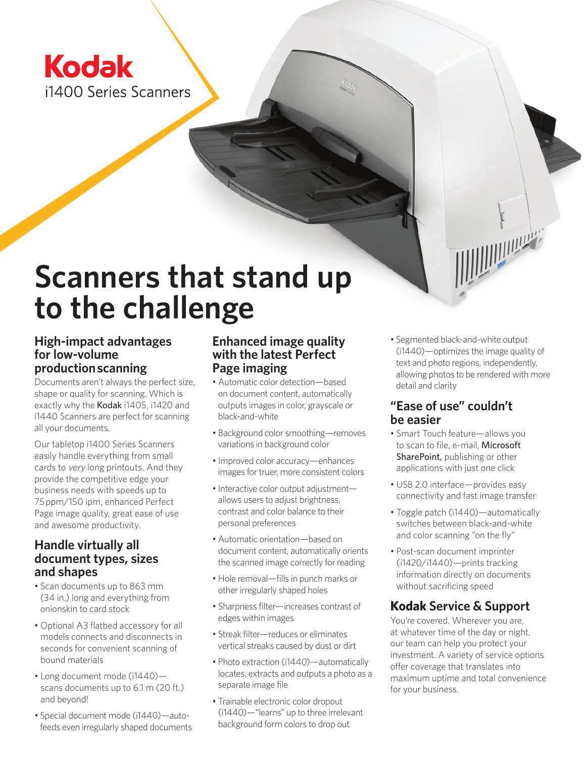Kodak

i1400 Series Scanners

# Scanners that stand up to the challenge

## High-impact advantages for low-volume production scanning

Documents aren't always the perfect size, shape or quality for scanning. Which is exactly why the Kodak i1405, i1420 and i1440 Scanners are perfect for scanning all your documents.

Our tabletop i1400 Series Scanners easily handle everything from small cards to *very* long printouts. And they provide the competitive edge your business needs with speeds up to 75 ppm/150 ipm, enhanced Perfect Page image quality, great ease of use and awesome productivity.

## Handle virtually all document types, sizes and shapes

- Scan documents up to 863 mm (34 in.) long and everything from onionskin to card stock
- Optional A3 flatbed accessory for all models connects and disconnects in seconds for convenient scanning of bound materials
- Long document mode (i1440)—scans documents up to 6.1 m (20 ft.) and beyond!
- Special document mode (i1440)—auto-feeds even irregularly shaped documents

## Enhanced image quality with the latest Perfect Page imaging

- Automatic color detection—based on document content, automatically outputs images in color, grayscale or black-and-white
- Background color smoothing—removes variations in background color
- Improved color accuracy—enhances images for truer, more consistent colors
- Interactive color output adjustment—allows users to adjust brightness, contrast and color balance to their personal preferences
- Automatic orientation—based on document content, automatically orients the scanned image correctly for reading
- Hole removal—fills in punch marks or other irregularly shaped holes
- Sharpness filter—increases contrast of edges within images
- Streak filter—reduces or eliminates vertical streaks caused by dust or dirt
- Photo extraction (i1440)—automatically locates, extracts and outputs a photo as a separate image file
- Trainable electronic color dropout (i1440)—"learns" up to three irrelevant background form colors to drop out
- Segmented black-and-white output (i1440)—optimizes the image quality of text and photo regions, independently, allowing photos to be rendered with more detail and clarity

## "Ease of use" couldn't be easier

- Smart Touch feature—allows you to scan to file, e-mail, Microsoft SharePoint, publishing or other applications with just one click
- USB 2.0 interface—provides easy connectivity and fast image transfer
- Toggle patch (i1440)—automatically switches between black-and-white and color scanning "on the fly"
- Post-scan document imprinter (i1420/i1440)—prints tracking information directly on documents without sacrificing speed

## Kodak Service & Support

You're covered. Wherever you are, at whatever time of the day or night, our team can help you protect your investment. A variety of service options offer coverage that translates into maximum uptime and total convenience for your business.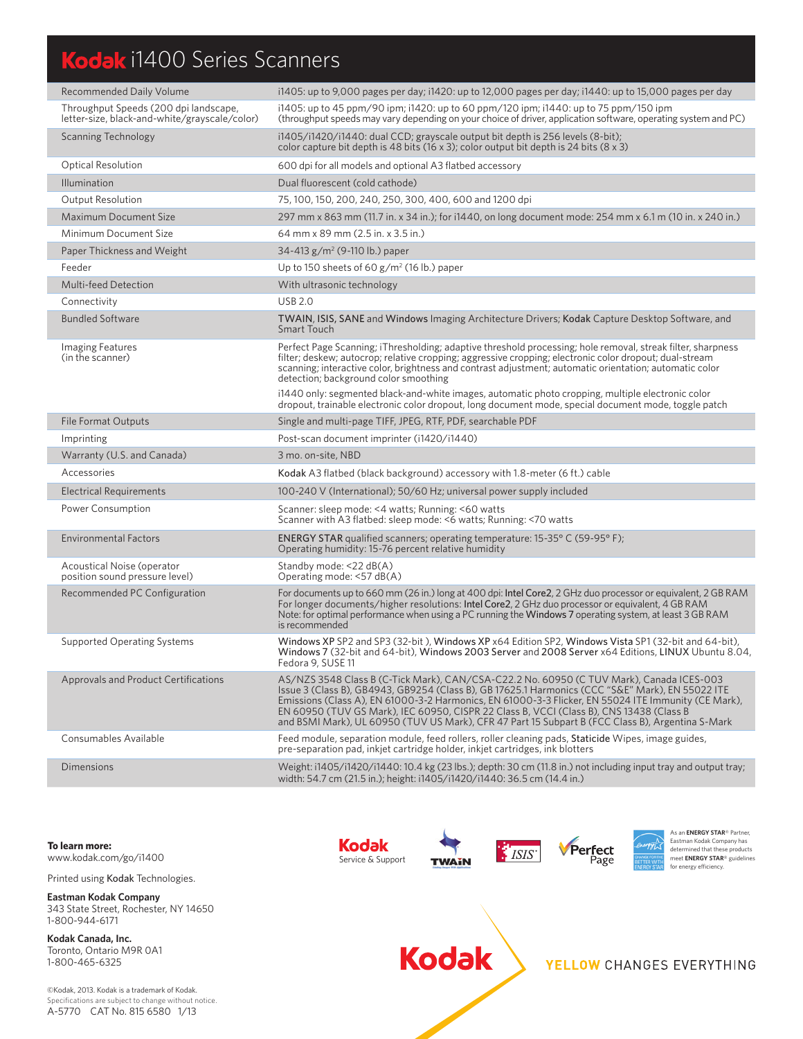# Kodak i1400 Series Scanners

| | |
|---|---|
| Recommended Daily Volume | i1405: up to 9,000 pages per day; i1420: up to 12,000 pages per day; i1440: up to 15,000 pages per day |
| Throughput Speeds (200 dpi landscape, letter-size, black-and-white/grayscale/color) | i1405: up to 45 ppm/90 ipm; i1420: up to 60 ppm/120 ipm; i1440: up to 75 ppm/150 ipm (throughput speeds may vary depending on your choice of driver, application software, operating system and PC) |
| Scanning Technology | i1405/i1420/i1440: dual CCD; grayscale output bit depth is 256 levels (8-bit); color capture bit depth is 48 bits (16 x 3); color output bit depth is 24 bits (8 x 3) |
| Optical Resolution | 600 dpi for all models and optional A3 flatbed accessory |
| Illumination | Dual fluorescent (cold cathode) |
| Output Resolution | 75, 100, 150, 200, 240, 250, 300, 400, 600 and 1200 dpi |
| Maximum Document Size | 297 mm x 863 mm (11.7 in. x 34 in.); for i1440, on long document mode: 254 mm x 6.1 m (10 in. x 240 in.) |
| Minimum Document Size | 64 mm x 89 mm (2.5 in. x 3.5 in.) |
| Paper Thickness and Weight | 34-413 g/m² (9-110 lb.) paper |
| Feeder | Up to 150 sheets of 60 g/m² (16 lb.) paper |
| Multi-feed Detection | With ultrasonic technology |
| Connectivity | USB 2.0 |
| Bundled Software | TWAIN, ISIS, SANE and Windows Imaging Architecture Drivers; Kodak Capture Desktop Software, and Smart Touch |
| Imaging Features (in the scanner) | Perfect Page Scanning; iThresholding; adaptive threshold processing; hole removal, streak filter, sharpness filter; deskew; autocrop; relative cropping; aggressive cropping; electronic color dropout; dual-stream scanning; interactive color, brightness and contrast adjustment; automatic orientation; automatic color detection; background color smoothing<br>i1440 only: segmented black-and-white images, automatic photo cropping, multiple electronic color dropout, trainable electronic color dropout, long document mode, special document mode, toggle patch |
| File Format Outputs | Single and multi-page TIFF, JPEG, RTF, PDF, searchable PDF |
| Imprinting | Post-scan document imprinter (i1420/i1440) |
| Warranty (U.S. and Canada) | 3 mo. on-site, NBD |
| Accessories | Kodak A3 flatbed (black background) accessory with 1.8-meter (6 ft.) cable |
| Electrical Requirements | 100-240 V (International); 50/60 Hz; universal power supply included |
| Power Consumption | Scanner: sleep mode: <4 watts; Running: <60 watts<br>Scanner with A3 flatbed: sleep mode: <6 watts; Running: <70 watts |
| Environmental Factors | ENERGY STAR qualified scanners; operating temperature: 15-35° C (59-95° F); Operating humidity: 15-76 percent relative humidity |
| Acoustical Noise (operator position sound pressure level) | Standby mode: <22 dB(A)<br>Operating mode: <57 dB(A) |
| Recommended PC Configuration | For documents up to 660 mm (26 in.) long at 400 dpi: Intel Core2, 2 GHz duo processor or equivalent, 2 GB RAM For longer documents/higher resolutions: Intel Core2, 2 GHz duo processor or equivalent, 4 GB RAM Note: for optimal performance when using a PC running the Windows 7 operating system, at least 3 GB RAM is recommended |
| Supported Operating Systems | Windows XP SP2 and SP3 (32-bit ), Windows XP x64 Edition SP2, Windows Vista SP1 (32-bit and 64-bit), Windows 7 (32-bit and 64-bit), Windows 2003 Server and 2008 Server x64 Editions, LINUX Ubuntu 8.04, Fedora 9, SUSE 11 |
| Approvals and Product Certifications | AS/NZS 3548 Class B (C-Tick Mark), CAN/CSA-C22.2 No. 60950 (C TUV Mark), Canada ICES-003 Issue 3 (Class B), GB4943, GB9254 (Class B), GB 17625.1 Harmonics (CCC "S&E" Mark), EN 55022 ITE Emissions (Class A), EN 61000-3-2 Harmonics, EN 61000-3-3 Flicker, EN 55024 ITE Immunity (CE Mark), EN 60950 (TUV GS Mark), IEC 60950, CISPR 22 Class B, VCCI (Class B), CNS 13438 (Class B and BSMI Mark), UL 60950 (TUV US Mark), CFR 47 Part 15 Subpart B (FCC Class B), Argentina S-Mark |
| Consumables Available | Feed module, separation module, feed rollers, roller cleaning pads, Staticide Wipes, image guides, pre-separation pad, inkjet cartridge holder, inkjet cartridges, ink blotters |
| Dimensions | Weight: i1405/i1420/i1440: 10.4 kg (23 lbs.); depth: 30 cm (11.8 in.) not including input tray and output tray; width: 54.7 cm (21.5 in.); height: i1405/i1420/i1440: 36.5 cm (14.4 in.) |

**To learn more:**
www.kodak.com/go/i1400

Printed using Kodak Technologies.

**Eastman Kodak Company**
343 State Street, Rochester, NY 14650
1-800-944-6171

**Kodak Canada, Inc.**
Toronto, Ontario M9R 0A1
1-800-465-6325

©Kodak, 2013. Kodak is a trademark of Kodak.
Specifications are subject to change without notice.
A-5770 CAT No. 815 6580 1/13

Kodak Service & Support

TWAIN

ISIS

Perfect Page

As an ENERGY STAR® Partner, Eastman Kodak Company has determined that these products meet ENERGY STAR® guidelines for energy efficiency.

Kodak

YELLOW CHANGES EVERYTHING